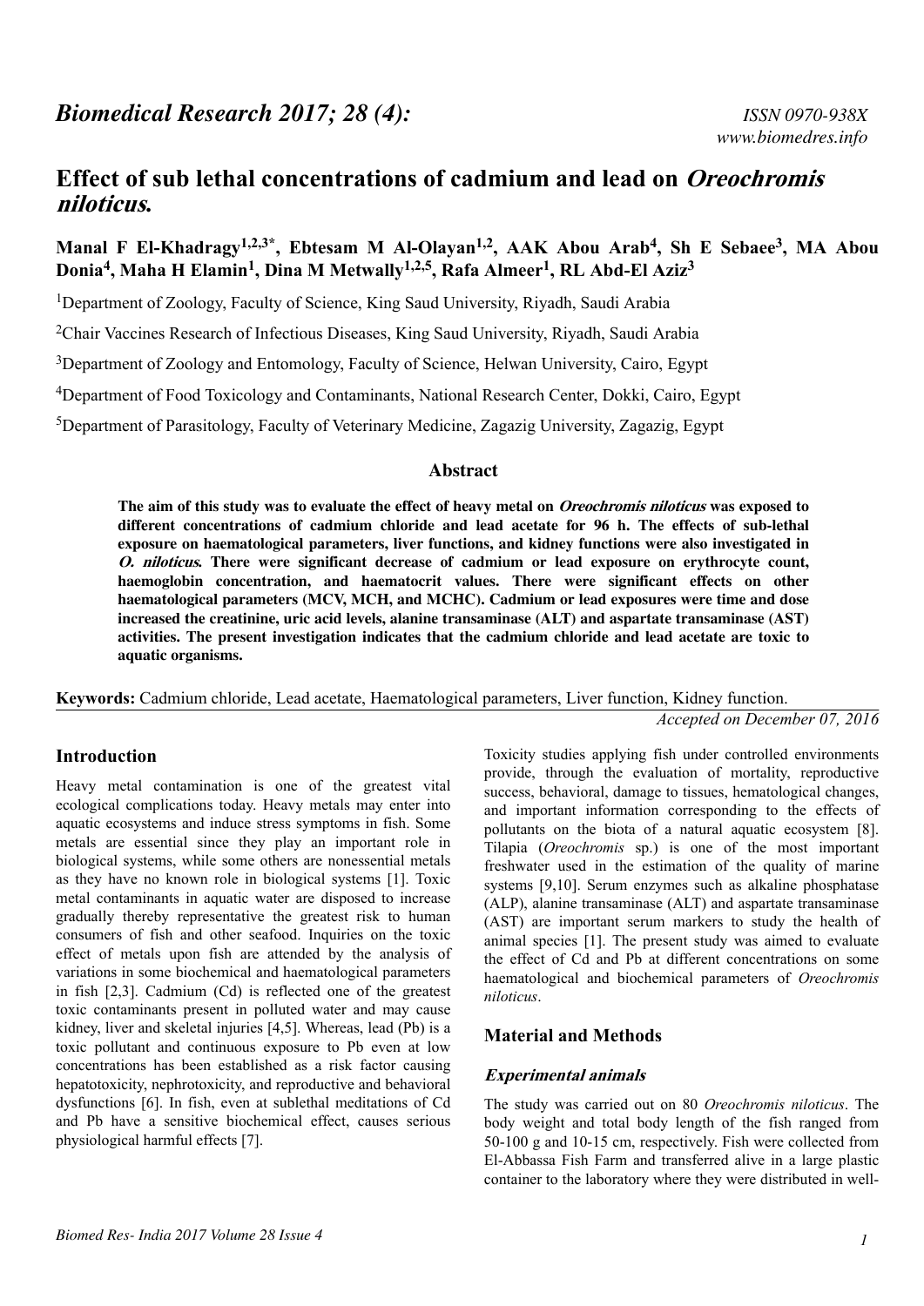# Effect of sub lethal concentrations of cadmium and lead on *Oreochromis niloticus*.

**Manal F El-Khadragy[1,2,3*], Ebtesam M Al-Olayan[1,2], AAK Abou Arab[4], Sh E Sebaee[3], MA Abou Donia[4], Maha H Elamin[1], Dina M Metwally[1,2,5], Rafa Almeer[1], RL Abd-El Aziz[3]**

[1]Department of Zoology, Faculty of Science, King Saud University, Riyadh, Saudi Arabia

[2]Chair Vaccines Research of Infectious Diseases, King Saud University, Riyadh, Saudi Arabia

[3]Department of Zoology and Entomology, Faculty of Science, Helwan University, Cairo, Egypt

[4]Department of Food Toxicology and Contaminants, National Research Center, Dokki, Cairo, Egypt

[5]Department of Parasitology, Faculty of Veterinary Medicine, Zagazig University, Zagazig, Egypt

## Abstract

**The aim of this study was to evaluate the effect of heavy metal on *Oreochromis niloticus* was exposed to different concentrations of cadmium chloride and lead acetate for 96 h. The effects of sub-lethal exposure on haematological parameters, liver functions, and kidney functions were also investigated in *O. niloticus*. There were significant decrease of cadmium or lead exposure on erythrocyte count, haemoglobin concentration, and haematocrit values. There were significant effects on other haematological parameters (MCV, MCH, and MCHC). Cadmium or lead exposures were time and dose increased the creatinine, uric acid levels, alanine transaminase (ALT) and aspartate transaminase (AST) activities. The present investigation indicates that the cadmium chloride and lead acetate are toxic to aquatic organisms.**

**Keywords:** Cadmium chloride, Lead acetate, Haematological parameters, Liver function, Kidney function.

*Accepted on December 07, 2016*

## Introduction

Heavy metal contamination is one of the greatest vital ecological complications today. Heavy metals may enter into aquatic ecosystems and induce stress symptoms in fish. Some metals are essential since they play an important role in biological systems, while some others are nonessential metals as they have no known role in biological systems [1]. Toxic metal contaminants in aquatic water are disposed to increase gradually thereby representative the greatest risk to human consumers of fish and other seafood. Inquiries on the toxic effect of metals upon fish are attended by the analysis of variations in some biochemical and haematological parameters in fish [2,3]. Cadmium (Cd) is reflected one of the greatest toxic contaminants present in polluted water and may cause kidney, liver and skeletal injuries [4,5]. Whereas, lead (Pb) is a toxic pollutant and continuous exposure to Pb even at low concentrations has been established as a risk factor causing hepatotoxicity, nephrotoxicity, and reproductive and behavioral dysfunctions [6]. In fish, even at sublethal meditations of Cd and Pb have a sensitive biochemical effect, causes serious physiological harmful effects [7].

Toxicity studies applying fish under controlled environments provide, through the evaluation of mortality, reproductive success, behavioral, damage to tissues, hematological changes, and important information corresponding to the effects of pollutants on the biota of a natural aquatic ecosystem [8]. Tilapia (*Oreochromis* sp.) is one of the most important freshwater used in the estimation of the quality of marine systems [9,10]. Serum enzymes such as alkaline phosphatase (ALP), alanine transaminase (ALT) and aspartate transaminase (AST) are important serum markers to study the health of animal species [1]. The present study was aimed to evaluate the effect of Cd and Pb at different concentrations on some haematological and biochemical parameters of *Oreochromis niloticus*.

## Material and Methods

### Experimental animals

The study was carried out on 80 *Oreochromis niloticus*. The body weight and total body length of the fish ranged from 50-100 g and 10-15 cm, respectively. Fish were collected from El-Abbassa Fish Farm and transferred alive in a large plastic container to the laboratory where they were distributed in well-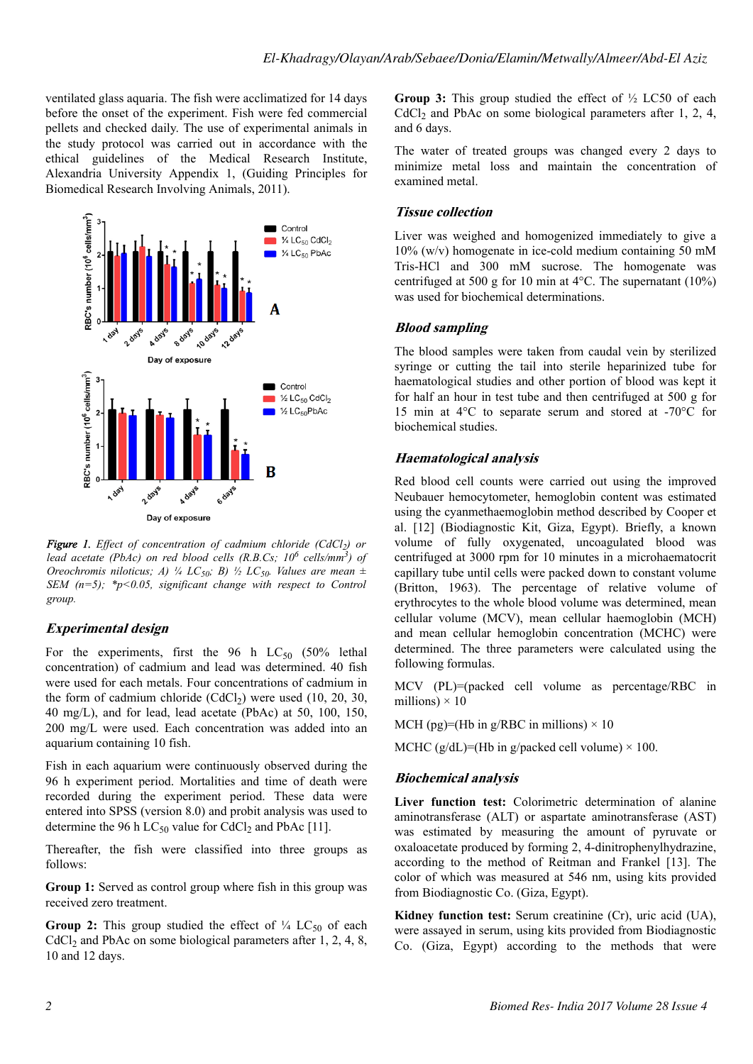ventilated glass aquaria. The fish were acclimatized for 14 days before the onset of the experiment. Fish were fed commercial pellets and checked daily. The use of experimental animals in the study protocol was carried out in accordance with the ethical guidelines of the Medical Research Institute, Alexandria University Appendix 1, (Guiding Principles for Biomedical Research Involving Animals, 2011).

*Figure 1. Effect of concentration of cadmium chloride ($CdCl_2$) or lead acetate (PbAc) on red blood cells (R.B.Cs; $10^6$ cells/mm$^3$) of Oreochromis niloticus; A) ¼ $LC_{50}$; B) ½ $LC_{50}$. Values are mean ± SEM (n=5); *p<0.05, significant change with respect to Control group.*

## Experimental design

For the experiments, first the 96 h $LC_{50}$ (50% lethal concentration) of cadmium and lead was determined. 40 fish were used for each metals. Four concentrations of cadmium in the form of cadmium chloride ($CdCl_2$) were used (10, 20, 30, 40 mg/L), and for lead, lead acetate (PbAc) at 50, 100, 150, 200 mg/L were used. Each concentration was added into an aquarium containing 10 fish.

Fish in each aquarium were continuously observed during the 96 h experiment period. Mortalities and time of death were recorded during the experiment period. These data were entered into SPSS (version 8.0) and probit analysis was used to determine the 96 h $LC_{50}$ value for $CdCl_2$ and PbAc [11].

Thereafter, the fish were classified into three groups as follows:

**Group 1:** Served as control group where fish in this group was received zero treatment.

**Group 2:** This group studied the effect of ¼ $LC_{50}$ of each $CdCl_2$ and PbAc on some biological parameters after 1, 2, 4, 8, 10 and 12 days.

**Group 3:** This group studied the effect of ½ LC50 of each $CdCl_2$ and PbAc on some biological parameters after 1, 2, 4, and 6 days.

The water of treated groups was changed every 2 days to minimize metal loss and maintain the concentration of examined metal.

## Tissue collection

Liver was weighed and homogenized immediately to give a 10% (w/v) homogenate in ice-cold medium containing 50 mM Tris-HCl and 300 mM sucrose. The homogenate was centrifuged at 500 g for 10 min at 4°C. The supernatant (10%) was used for biochemical determinations.

## Blood sampling

The blood samples were taken from caudal vein by sterilized syringe or cutting the tail into sterile heparinized tube for haematological studies and other portion of blood was kept it for half an hour in test tube and then centrifuged at 500 g for 15 min at 4°C to separate serum and stored at -70°C for biochemical studies.

## Haematological analysis

Red blood cell counts were carried out using the improved Neubauer hemocytometer, hemoglobin content was estimated using the cyanmethaemoglobin method described by Cooper et al. [12] (Biodiagnostic Kit, Giza, Egypt). Briefly, a known volume of fully oxygenated, uncoagulated blood was centrifuged at 3000 rpm for 10 minutes in a microhaematocrit capillary tube until cells were packed down to constant volume (Britton, 1963). The percentage of relative volume of erythrocytes to the whole blood volume was determined, mean cellular volume (MCV), mean cellular haemoglobin (MCH) and mean cellular hemoglobin concentration (MCHC) were determined. The three parameters were calculated using the following formulas.

MCV (PL)=(packed cell volume as percentage/RBC in millions) × 10

MCH (pg)=(Hb in g/RBC in millions) × 10

MCHC (g/dL)=(Hb in g/packed cell volume) × 100.

## Biochemical analysis

**Liver function test:** Colorimetric determination of alanine aminotransferase (ALT) or aspartate aminotransferase (AST) was estimated by measuring the amount of pyruvate or oxaloacetate produced by forming 2, 4-dinitrophenylhydrazine, according to the method of Reitman and Frankel [13]. The color of which was measured at 546 nm, using kits provided from Biodiagnostic Co. (Giza, Egypt).

**Kidney function test:** Serum creatinine (Cr), uric acid (UA), were assayed in serum, using kits provided from Biodiagnostic Co. (Giza, Egypt) according to the methods that were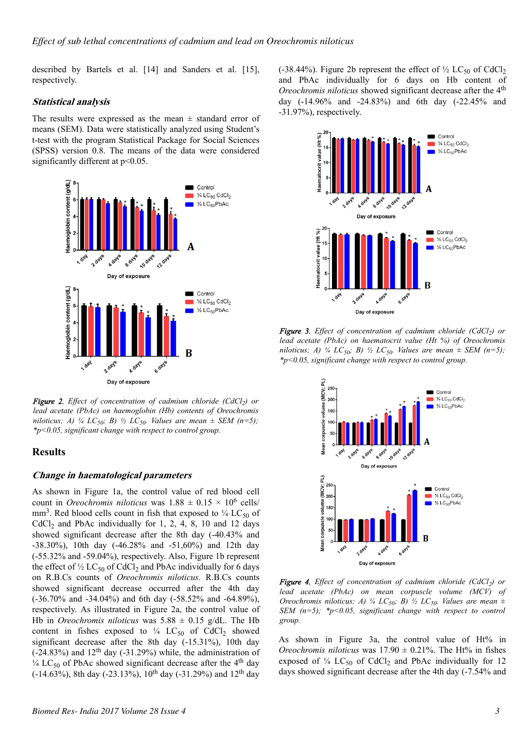described by Bartels et al. [14] and Sanders et al. [15], respectively.

### Statistical analysis

The results were expressed as the mean ± standard error of means (SEM). Data were statistically analyzed using Student's t-test with the program Statistical Package for Social Sciences (SPSS) version 0.8. The means of the data were considered significantly different at $p<0.05$.

*Figure 2. Effect of concentration of cadmium chloride ($CdCl_2$) or lead acetate (PbAc) on haemoglobin (Hb) contents of Oreochromis niloticus; A) ¼ $LC_{50}$; B) ½ $LC_{50}$. Values are mean ± SEM (n=5); *$p<0.05$, significant change with respect to control group.*

## Results

### Change in haematological parameters

As shown in Figure 1a, the control value of red blood cell count in *Oreochromis niloticus* was 1.88 ± 0.15 × $10^6$ cells/$mm^3$. Red blood cells count in fish that exposed to ¼ $LC_{50}$ of $CdCl_2$ and PbAc individually for 1, 2, 4, 8, 10 and 12 days showed significant decrease after the 8th day (-40.43% and -38.30%), 10th day (-46.28% and -51,60%) and 12th day (-55.32% and -59.04%), respectively. Also, Figure 1b represent the effect of ½ $LC_{50}$ of $CdCl_2$ and PbAc individually for 6 days on R.B.Cs counts of *Oreochromis niloticus*. R.B.Cs counts showed significant decrease occurred after the 4th day (-36.70% and -34.04%) and 6th day (-58.52% and -64.89%), respectively. As illustrated in Figure 2a, the control value of Hb in *Oreochromis niloticus* was 5.88 ± 0.15 g/dL. The Hb content in fishes exposed to ¼ $LC_{50}$ of $CdCl_2$ showed significant decrease after the 8th day (-15.31%), 10th day (-24.83%) and 12$^{th}$ day (-31.29%) while, the administration of ¼ $LC_{50}$ of PbAc showed significant decrease after the 4$^{th}$ day (-14.63%), 8th day (-23.13%), 10$^{th}$ day (-31.29%) and 12$^{th}$ day (-38.44%). Figure 2b represent the effect of ½ $LC_{50}$ of $CdCl_2$ and PbAc individually for 6 days on Hb content of *Oreochromis niloticus* showed significant decrease after the 4$^{th}$ day (-14.96% and -24.83%) and 6th day (-22.45% and -31.97%), respectively.

*Figure 3. Effect of concentration of cadmium chloride ($CdCl_2$) or lead acetate (PbAc) on haematocrit value (Ht %) of Oreochromis niloticus; A) ¼ $LC_{50}$; B) ½ $LC_{50}$. Values are mean ± SEM (n=5); *$p<0.05$, significant change with respect to control group.*

*Figure 4. Effect of concentration of cadmium chloride ($CdCl_2$) or lead acetate (PbAc) on mean corpuscle volume (MCV) of Oreochromis niloticus; A) ¼ $LC_{50}$; B) ½ $LC_{50}$. Values are mean ± SEM (n=5); *$p<0.05$, significant change with respect to control group.*

As shown in Figure 3a, the control value of Ht% in *Oreochromis niloticus* was 17.90 ± 0.21%. The Ht% in fishes exposed of ¼ $LC_{50}$ of $CdCl_2$ and PbAc individually for 12 days showed significant decrease after the 4th day (-7.54% and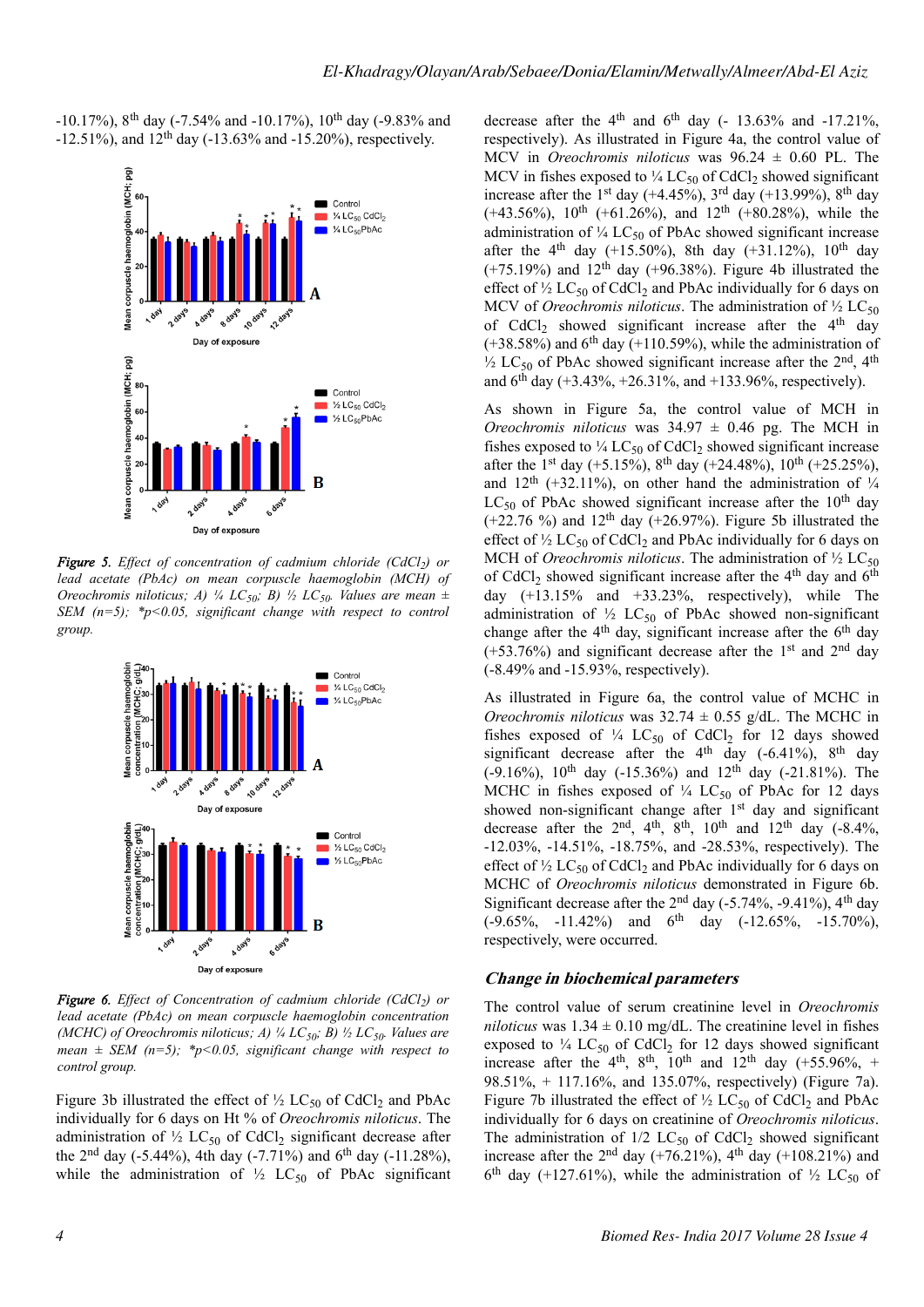-10.17%), 8th day (-7.54% and -10.17%), 10th day (-9.83% and -12.51%), and 12th day (-13.63% and -15.20%), respectively.

*Figure 5. Effect of concentration of cadmium chloride ($CdCl_2$) or lead acetate (PbAc) on mean corpuscle haemoglobin (MCH) of Oreochromis niloticus; A) ¼ $LC_{50}$; B) ½ $LC_{50}$. Values are mean ± SEM (n=5); *p<0.05, significant change with respect to control group.*

*Figure 6. Effect of Concentration of cadmium chloride ($CdCl_2$) or lead acetate (PbAc) on mean corpuscle haemoglobin concentration (MCHC) of Oreochromis niloticus; A) ¼ $LC_{50}$; B) ½ $LC_{50}$. Values are mean ± SEM (n=5); *p<0.05, significant change with respect to control group.*

Figure 3b illustrated the effect of ½ $LC_{50}$ of $CdCl_2$ and PbAc individually for 6 days on Ht % of *Oreochromis niloticus*. The administration of ½ $LC_{50}$ of $CdCl_2$ significant decrease after the 2nd day (-5.44%), 4th day (-7.71%) and 6th day (-11.28%), while the administration of ½ $LC_{50}$ of PbAc significant decrease after the 4th and 6th day (- 13.63% and -17.21%, respectively). As illustrated in Figure 4a, the control value of MCV in *Oreochromis niloticus* was 96.24 ± 0.60 PL. The MCV in fishes exposed to ¼ $LC_{50}$ of $CdCl_2$ showed significant increase after the 1st day (+4.45%), 3rd day (+13.99%), 8th day (+43.56%), 10th (+61.26%), and 12th (+80.28%), while the administration of ¼ $LC_{50}$ of PbAc showed significant increase after the 4th day (+15.50%), 8th day (+31.12%), 10th day (+75.19%) and 12th day (+96.38%). Figure 4b illustrated the effect of ½ $LC_{50}$ of $CdCl_2$ and PbAc individually for 6 days on MCV of *Oreochromis niloticus*. The administration of ½ $LC_{50}$ of $CdCl_2$ showed significant increase after the 4th day (+38.58%) and 6th day (+110.59%), while the administration of ½ $LC_{50}$ of PbAc showed significant increase after the 2nd, 4th and 6th day (+3.43%, +26.31%, and +133.96%, respectively).

As shown in Figure 5a, the control value of MCH in *Oreochromis niloticus* was 34.97 ± 0.46 pg. The MCH in fishes exposed to ¼ $LC_{50}$ of $CdCl_2$ showed significant increase after the 1st day (+5.15%), 8th day (+24.48%), 10th day (+25.25%), and 12th (+32.11%), on other hand the administration of ¼ $LC_{50}$ of PbAc showed significant increase after the 10th day (+22.76 %) and 12th day (+26.97%). Figure 5b illustrated the effect of ½ $LC_{50}$ of $CdCl_2$ and PbAc individually for 6 days on MCH of *Oreochromis niloticus*. The administration of ½ $LC_{50}$ of $CdCl_2$ showed significant increase after the 4th day and 6th day (+13.15% and +33.23%, respectively), while The administration of ½ $LC_{50}$ of PbAc showed non-significant change after the 4th day, significant increase after the 6th day (+53.76%) and significant decrease after the 1st and 2nd day (-8.49% and -15.93%, respectively).

As illustrated in Figure 6a, the control value of MCHC in *Oreochromis niloticus* was 32.74 ± 0.55 g/dL. The MCHC in fishes exposed of ¼ $LC_{50}$ of $CdCl_2$ for 12 days showed significant decrease after the 4th day (-6.41%), 8th day (-9.16%), 10th day (-15.36%) and 12th day (-21.81%). The MCHC in fishes exposed of ¼ $LC_{50}$ of PbAc for 12 days showed non-significant change after 1st day and significant decrease after the 2nd, 4th, 8th, 10th and 12th day (-8.4%, -12.03%, -14.51%, -18.75%, and -28.53%, respectively). The effect of ½ $LC_{50}$ of $CdCl_2$ and PbAc individually for 6 days on MCHC of *Oreochromis niloticus* demonstrated in Figure 6b. Significant decrease after the 2nd day (-5.74%, -9.41%), 4th day (-9.65%, -11.42%) and 6th day (-12.65%, -15.70%), respectively, were occurred.

## *Change in biochemical parameters*

The control value of serum creatinine level in *Oreochromis niloticus* was 1.34 ± 0.10 mg/dL. The creatinine level in fishes exposed to ¼ $LC_{50}$ of $CdCl_2$ for 12 days showed significant increase after the 4th, 8th, 10th and 12th day (+55.96%, + 98.51%, + 117.16%, and 135.07%, respectively) (Figure 7a). Figure 7b illustrated the effect of ½ $LC_{50}$ of $CdCl_2$ and PbAc individually for 6 days on creatinine of *Oreochromis niloticus*. The administration of 1/2 $LC_{50}$ of $CdCl_2$ showed significant increase after the 2nd day (+76.21%), 4th day (+108.21%) and 6th day (+127.61%), while the administration of ½ $LC_{50}$ of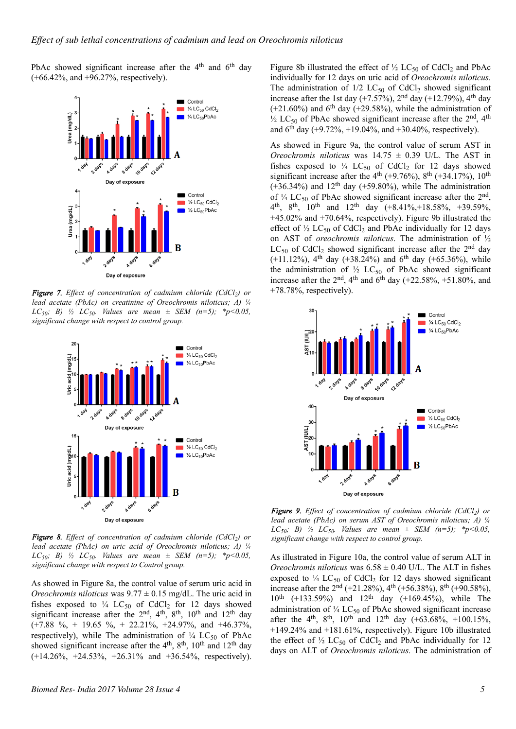PbAc showed significant increase after the 4th and 6th day (+66.42%, and +96.27%, respectively).

*Figure 7. Effect of concentration of cadmium chloride ($CdCl_2$) or lead acetate (PbAc) on creatinine of Oreochromis niloticus; A) ¼ $LC_{50}$; B) ½ $LC_{50}$. Values are mean ± SEM (n=5); \*$p<0.05$, significant change with respect to control group.*

*Figure 8. Effect of concentration of cadmium chloride ($CdCl_2$) or lead acetate (PbAc) on uric acid of Oreochromis niloticus; A) ¼ $LC_{50}$; B) ½ $LC_{50}$. Values are mean ± SEM (n=5); \*$p<0.05$, significant change with respect to Control group.*

As showed in Figure 8a, the control value of serum uric acid in *Oreochromis niloticus* was 9.77 ± 0.15 mg/dL. The uric acid in fishes exposed to ¼ $LC_{50}$ of $CdCl_2$ for 12 days showed significant increase after the 2nd, 4th, 8th, 10th and 12th day (+7.88 %, + 19.65 %, + 22.21%, +24.97%, and +46.37%, respectively), while The administration of ¼ $LC_{50}$ of PbAc showed significant increase after the 4th, 8th, 10th and 12th day (+14.26%, +24.53%, +26.31% and +36.54%, respectively).

Figure 8b illustrated the effect of ½ $LC_{50}$ of $CdCl_2$ and PbAc individually for 12 days on uric acid of *Oreochromis niloticus*. The administration of 1/2 $LC_{50}$ of $CdCl_2$ showed significant increase after the 1st day (+7.57%), 2nd day (+12.79%), 4th day (+21.60%) and 6th day (+29.58%), while the administration of ½ $LC_{50}$ of PbAc showed significant increase after the 2nd, 4th and 6th day (+9.72%, +19.04%, and +30.40%, respectively).

As showed in Figure 9a, the control value of serum AST in *Oreochromis niloticus* was 14.75 ± 0.39 U/L. The AST in fishes exposed to ¼ $LC_{50}$ of $CdCl_2$ for 12 days showed significant increase after the 4th (+9.76%), 8th (+34.17%), 10th (+36.34%) and 12th day (+59.80%), while The administration of ¼ $LC_{50}$ of PbAc showed significant increase after the 2nd, 4th, 8th, 10th and 12th day (+8.41%,+18.58%, +39.59%, +45.02% and +70.64%, respectively). Figure 9b illustrated the effect of ½ $LC_{50}$ of $CdCl_2$ and PbAc individually for 12 days on AST of *oreochromis niloticus*. The administration of ½ $LC_{50}$ of $CdCl_2$ showed significant increase after the 2nd day (+11.12%), 4th day (+38.24%) and 6th day (+65.36%), while the administration of ½ $LC_{50}$ of PbAc showed significant increase after the 2nd, 4th and 6th day (+22.58%, +51.80%, and +78.78%, respectively).

*Figure 9. Effect of concentration of cadmium chloride ($CdCl_2$) or lead acetate (PbAc) on serum AST of Oreochromis niloticus; A) ¼ $LC_{50}$; B) ½ $LC_{50}$. Values are mean ± SEM (n=5); \*$p<0.05$, significant change with respect to control group.*

As illustrated in Figure 10a, the control value of serum ALT in *Oreochromis niloticus* was 6.58 ± 0.40 U/L. The ALT in fishes exposed to ¼ $LC_{50}$ of $CdCl_2$ for 12 days showed significant increase after the 2nd (+21.28%), 4th (+56.38%), 8th (+90.58%), 10th (+133.59%) and 12th day (+169.45%), while The administration of ¼ $LC_{50}$ of PbAc showed significant increase after the 4th, 8th, 10th and 12th day (+63.68%, +100.15%, +149.24% and +181.61%, respectively). Figure 10b illustrated the effect of ½ $LC_{50}$ of $CdCl_2$ and PbAc individually for 12 days on ALT of *Oreochromis niloticus*. The administration of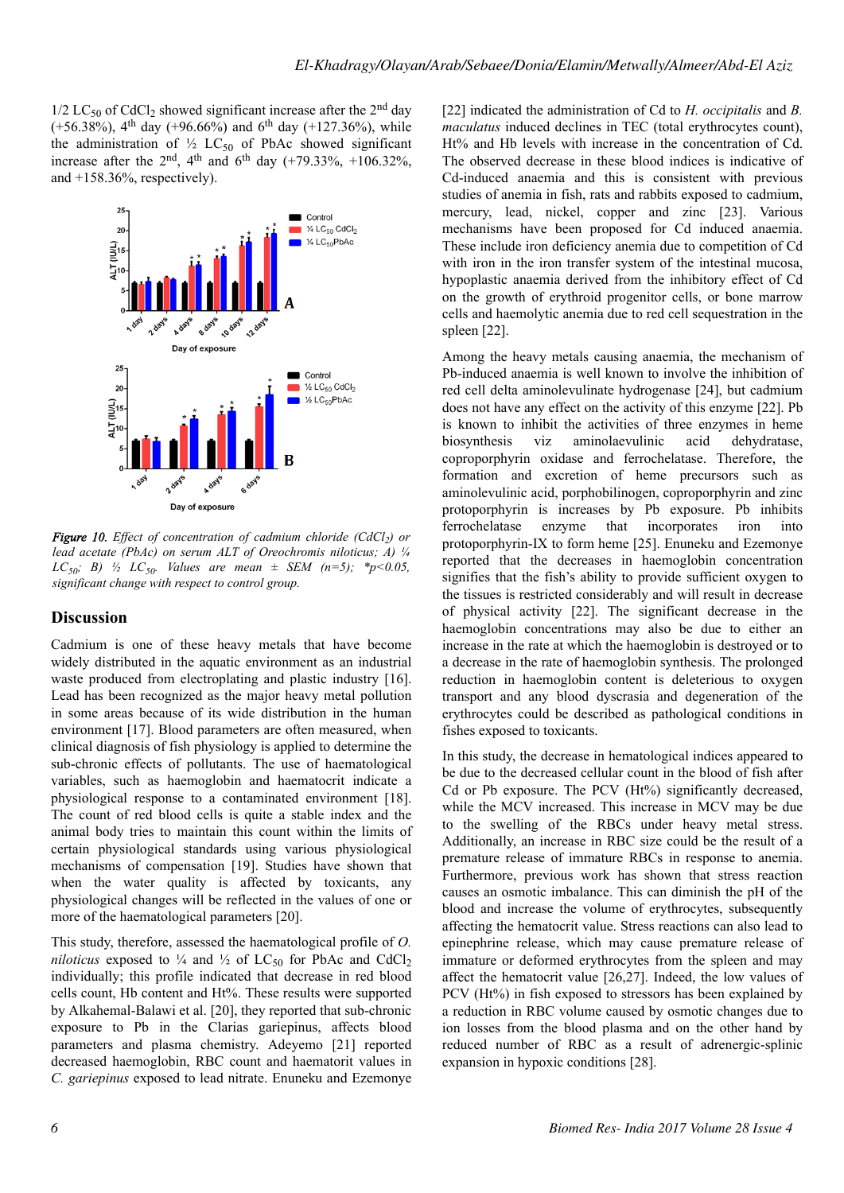1/2 $LC_{50}$ of $CdCl_2$ showed significant increase after the 2nd day (+56.38%), 4th day (+96.66%) and 6th day (+127.36%), while the administration of ½ $LC_{50}$ of PbAc showed significant increase after the 2nd, 4th and 6th day (+79.33%, +106.32%, and +158.36%, respectively).

*Figure 10. Effect of concentration of cadmium chloride ($CdCl_2$) or lead acetate (PbAc) on serum ALT of Oreochromis niloticus; A) ¼ $LC_{50}$; B) ½ $LC_{50}$. Values are mean ± SEM (n=5); *p<0.05, significant change with respect to control group.*

## Discussion

Cadmium is one of these heavy metals that have become widely distributed in the aquatic environment as an industrial waste produced from electroplating and plastic industry [16]. Lead has been recognized as the major heavy metal pollution in some areas because of its wide distribution in the human environment [17]. Blood parameters are often measured, when clinical diagnosis of fish physiology is applied to determine the sub-chronic effects of pollutants. The use of haematological variables, such as haemoglobin and haematocrit indicate a physiological response to a contaminated environment [18]. The count of red blood cells is quite a stable index and the animal body tries to maintain this count within the limits of certain physiological standards using various physiological mechanisms of compensation [19]. Studies have shown that when the water quality is affected by toxicants, any physiological changes will be reflected in the values of one or more of the haematological parameters [20].

This study, therefore, assessed the haematological profile of *O. niloticus* exposed to ¼ and ½ of $LC_{50}$ for PbAc and $CdCl_2$ individually; this profile indicated that decrease in red blood cells count, Hb content and Ht%. These results were supported by Alkahemal-Balawi et al. [20], they reported that sub-chronic exposure to Pb in the Clarias gariepinus, affects blood parameters and plasma chemistry. Adeyemo [21] reported decreased haemoglobin, RBC count and haematorit values in *C. gariepinus* exposed to lead nitrate. Enuneku and Ezemonye [22] indicated the administration of Cd to *H. occipitalis* and *B. maculatus* induced declines in TEC (total erythrocytes count), Ht% and Hb levels with increase in the concentration of Cd. The observed decrease in these blood indices is indicative of Cd-induced anaemia and this is consistent with previous studies of anemia in fish, rats and rabbits exposed to cadmium, mercury, lead, nickel, copper and zinc [23]. Various mechanisms have been proposed for Cd induced anaemia. These include iron deficiency anemia due to competition of Cd with iron in the iron transfer system of the intestinal mucosa, hypoplastic anaemia derived from the inhibitory effect of Cd on the growth of erythroid progenitor cells, or bone marrow cells and haemolytic anemia due to red cell sequestration in the spleen [22].

Among the heavy metals causing anaemia, the mechanism of Pb-induced anaemia is well known to involve the inhibition of red cell delta aminolevulinate hydrogenase [24], but cadmium does not have any effect on the activity of this enzyme [22]. Pb is known to inhibit the activities of three enzymes in heme biosynthesis viz aminolaevulinic acid dehydratase, coproporphyrin oxidase and ferrochelatase. Therefore, the formation and excretion of heme precursors such as aminolevulinic acid, porphobilinogen, coproporphyrin and zinc protoporphyrin is increases by Pb exposure. Pb inhibits ferrochelatase enzyme that incorporates iron into protoporphyrin-IX to form heme [25]. Enuneku and Ezemonye reported that the decreases in haemoglobin concentration signifies that the fish's ability to provide sufficient oxygen to the tissues is restricted considerably and will result in decrease of physical activity [22]. The significant decrease in the haemoglobin concentrations may also be due to either an increase in the rate at which the haemoglobin is destroyed or to a decrease in the rate of haemoglobin synthesis. The prolonged reduction in haemoglobin content is deleterious to oxygen transport and any blood dyscrasia and degeneration of the erythrocytes could be described as pathological conditions in fishes exposed to toxicants.

In this study, the decrease in hematological indices appeared to be due to the decreased cellular count in the blood of fish after Cd or Pb exposure. The PCV (Ht%) significantly decreased, while the MCV increased. This increase in MCV may be due to the swelling of the RBCs under heavy metal stress. Additionally, an increase in RBC size could be the result of a premature release of immature RBCs in response to anemia. Furthermore, previous work has shown that stress reaction causes an osmotic imbalance. This can diminish the pH of the blood and increase the volume of erythrocytes, subsequently affecting the hematocrit value. Stress reactions can also lead to epinephrine release, which may cause premature release of immature or deformed erythrocytes from the spleen and may affect the hematocrit value [26,27]. Indeed, the low values of PCV (Ht%) in fish exposed to stressors has been explained by a reduction in RBC volume caused by osmotic changes due to ion losses from the blood plasma and on the other hand by reduced number of RBC as a result of adrenergic-splinic expansion in hypoxic conditions [28].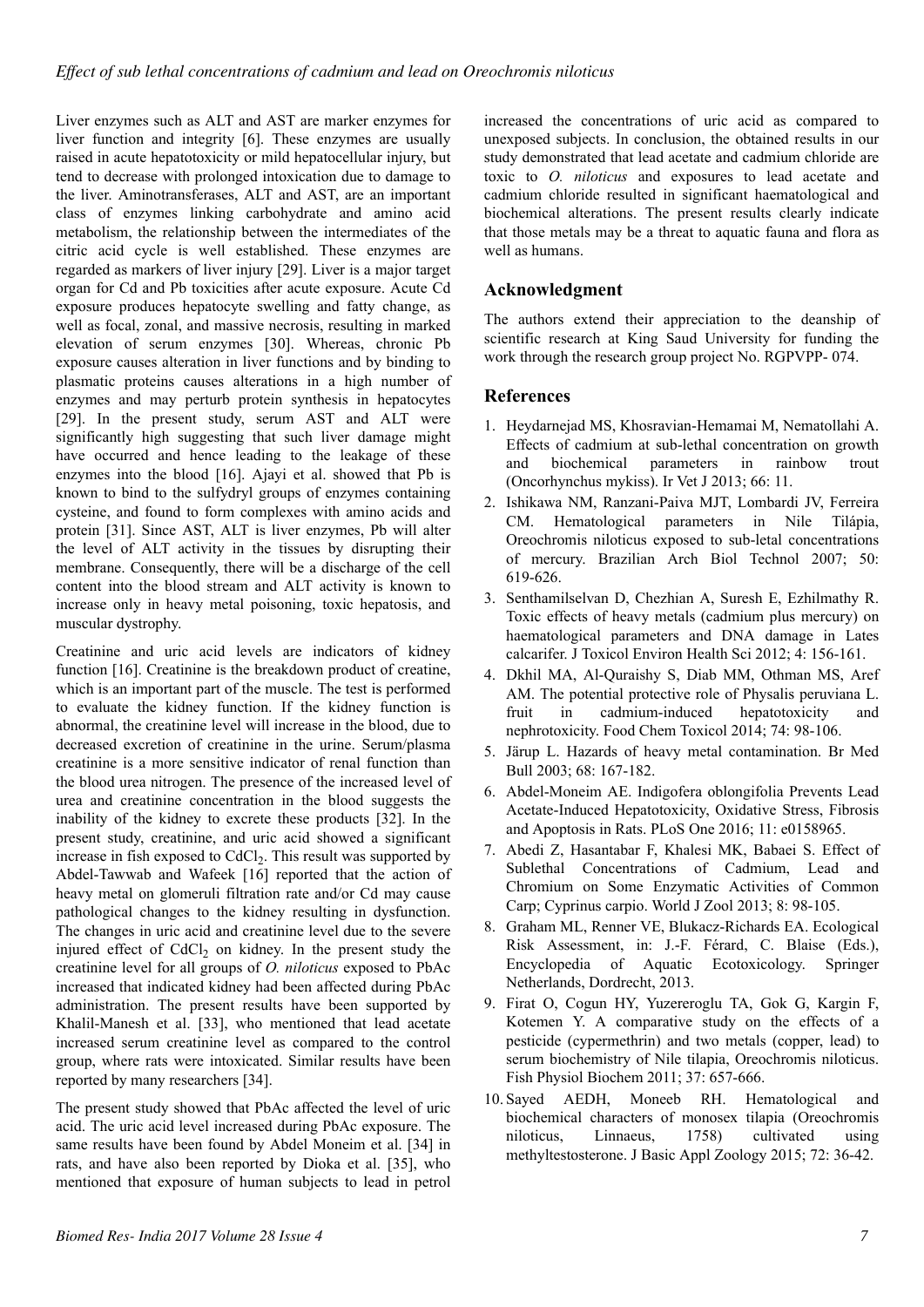Liver enzymes such as ALT and AST are marker enzymes for liver function and integrity [6]. These enzymes are usually raised in acute hepatotoxicity or mild hepatocellular injury, but tend to decrease with prolonged intoxication due to damage to the liver. Aminotransferases, ALT and AST, are an important class of enzymes linking carbohydrate and amino acid metabolism, the relationship between the intermediates of the citric acid cycle is well established. These enzymes are regarded as markers of liver injury [29]. Liver is a major target organ for Cd and Pb toxicities after acute exposure. Acute Cd exposure produces hepatocyte swelling and fatty change, as well as focal, zonal, and massive necrosis, resulting in marked elevation of serum enzymes [30]. Whereas, chronic Pb exposure causes alteration in liver functions and by binding to plasmatic proteins causes alterations in a high number of enzymes and may perturb protein synthesis in hepatocytes [29]. In the present study, serum AST and ALT were significantly high suggesting that such liver damage might have occurred and hence leading to the leakage of these enzymes into the blood [16]. Ajayi et al. showed that Pb is known to bind to the sulfydryl groups of enzymes containing cysteine, and found to form complexes with amino acids and protein [31]. Since AST, ALT is liver enzymes, Pb will alter the level of ALT activity in the tissues by disrupting their membrane. Consequently, there will be a discharge of the cell content into the blood stream and ALT activity is known to increase only in heavy metal poisoning, toxic hepatosis, and muscular dystrophy.

Creatinine and uric acid levels are indicators of kidney function [16]. Creatinine is the breakdown product of creatine, which is an important part of the muscle. The test is performed to evaluate the kidney function. If the kidney function is abnormal, the creatinine level will increase in the blood, due to decreased excretion of creatinine in the urine. Serum/plasma creatinine is a more sensitive indicator of renal function than the blood urea nitrogen. The presence of the increased level of urea and creatinine concentration in the blood suggests the inability of the kidney to excrete these products [32]. In the present study, creatinine, and uric acid showed a significant increase in fish exposed to $CdCl_2$. This result was supported by Abdel-Tawwab and Wafeek [16] reported that the action of heavy metal on glomeruli filtration rate and/or Cd may cause pathological changes to the kidney resulting in dysfunction. The changes in uric acid and creatinine level due to the severe injured effect of $CdCl_2$ on kidney. In the present study the creatinine level for all groups of *O. niloticus* exposed to PbAc increased that indicated kidney had been affected during PbAc administration. The present results have been supported by Khalil-Manesh et al. [33], who mentioned that lead acetate increased serum creatinine level as compared to the control group, where rats were intoxicated. Similar results have been reported by many researchers [34].

The present study showed that PbAc affected the level of uric acid. The uric acid level increased during PbAc exposure. The same results have been found by Abdel Moneim et al. [34] in rats, and have also been reported by Dioka et al. [35], who mentioned that exposure of human subjects to lead in petrol increased the concentrations of uric acid as compared to unexposed subjects. In conclusion, the obtained results in our study demonstrated that lead acetate and cadmium chloride are toxic to *O. niloticus* and exposures to lead acetate and cadmium chloride resulted in significant haematological and biochemical alterations. The present results clearly indicate that those metals may be a threat to aquatic fauna and flora as well as humans.

## Acknowledgment

The authors extend their appreciation to the deanship of scientific research at King Saud University for funding the work through the research group project No. RGPVPP- 074.

## References

1. Heydarnejad MS, Khosravian-Hemamai M, Nematollahi A. Effects of cadmium at sub-lethal concentration on growth and biochemical parameters in rainbow trout (Oncorhynchus mykiss). Ir Vet J 2013; 66: 11.
2. Ishikawa NM, Ranzani-Paiva MJT, Lombardi JV, Ferreira CM. Hematological parameters in Nile Tilápia, Oreochromis niloticus exposed to sub-letal concentrations of mercury. Brazilian Arch Biol Technol 2007; 50: 619-626.
3. Senthamilselvan D, Chezhian A, Suresh E, Ezhilmathy R. Toxic effects of heavy metals (cadmium plus mercury) on haematological parameters and DNA damage in Lates calcarifer. J Toxicol Environ Health Sci 2012; 4: 156-161.
4. Dkhil MA, Al-Quraishy S, Diab MM, Othman MS, Aref AM. The potential protective role of Physalis peruviana L. fruit in cadmium-induced hepatotoxicity and nephrotoxicity. Food Chem Toxicol 2014; 74: 98-106.
5. Järup L. Hazards of heavy metal contamination. Br Med Bull 2003; 68: 167-182.
6. Abdel-Moneim AE. Indigofera oblongifolia Prevents Lead Acetate-Induced Hepatotoxicity, Oxidative Stress, Fibrosis and Apoptosis in Rats. PLoS One 2016; 11: e0158965.
7. Abedi Z, Hasantabar F, Khalesi MK, Babaei S. Effect of Sublethal Concentrations of Cadmium, Lead and Chromium on Some Enzymatic Activities of Common Carp; Cyprinus carpio. World J Zool 2013; 8: 98-105.
8. Graham ML, Renner VE, Blukacz-Richards EA. Ecological Risk Assessment, in: J.-F. Férard, C. Blaise (Eds.), Encyclopedia of Aquatic Ecotoxicology. Springer Netherlands, Dordrecht, 2013.
9. Firat O, Cogun HY, Yuzereroglu TA, Gok G, Kargin F, Kotemen Y. A comparative study on the effects of a pesticide (cypermethrin) and two metals (copper, lead) to serum biochemistry of Nile tilapia, Oreochromis niloticus. Fish Physiol Biochem 2011; 37: 657-666.
10. Sayed AEDH, Moneeb RH. Hematological and biochemical characters of monosex tilapia (Oreochromis niloticus, Linnaeus, 1758) cultivated using methyltestosterone. J Basic Appl Zoology 2015; 72: 36-42.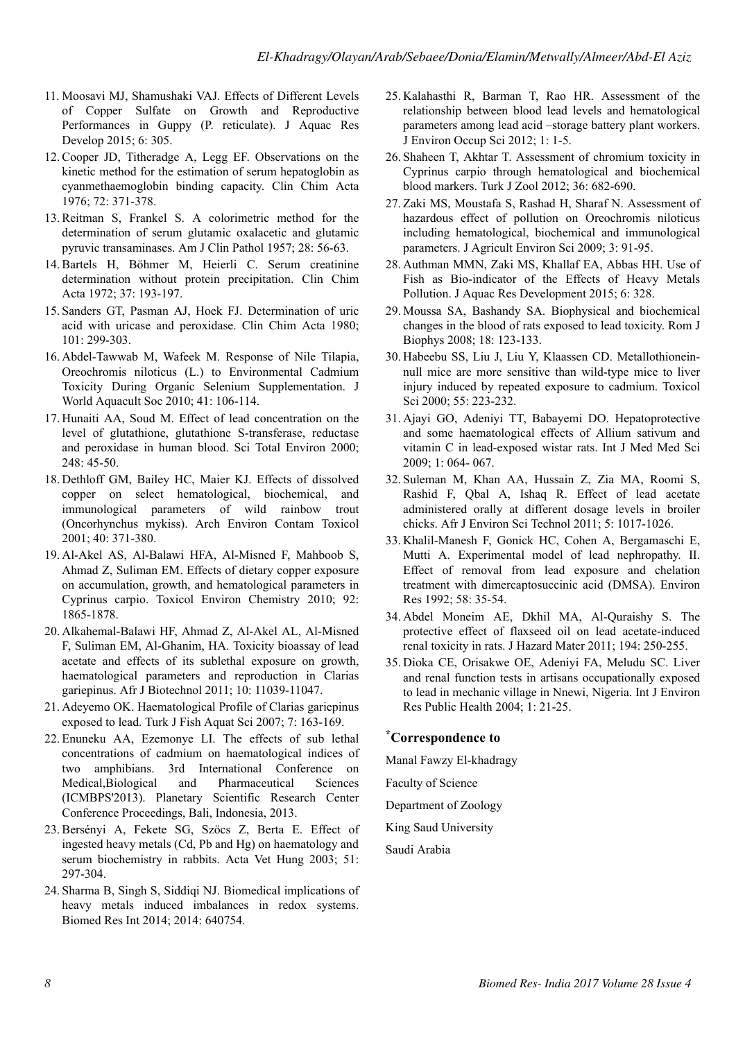11. Moosavi MJ, Shamushaki VAJ. Effects of Different Levels of Copper Sulfate on Growth and Reproductive Performances in Guppy (P. reticulate). J Aquac Res Develop 2015; 6: 305.
12. Cooper JD, Titheradge A, Legg EF. Observations on the kinetic method for the estimation of serum hepatoglobin as cyanmethaemoglobin binding capacity. Clin Chim Acta 1976; 72: 371-378.
13. Reitman S, Frankel S. A colorimetric method for the determination of serum glutamic oxalacetic and glutamic pyruvic transaminases. Am J Clin Pathol 1957; 28: 56-63.
14. Bartels H, Böhmer M, Heierli C. Serum creatinine determination without protein precipitation. Clin Chim Acta 1972; 37: 193-197.
15. Sanders GT, Pasman AJ, Hoek FJ. Determination of uric acid with uricase and peroxidase. Clin Chim Acta 1980; 101: 299-303.
16. Abdel-Tawwab M, Wafeek M. Response of Nile Tilapia, Oreochromis niloticus (L.) to Environmental Cadmium Toxicity During Organic Selenium Supplementation. J World Aquacult Soc 2010; 41: 106-114.
17. Hunaiti AA, Soud M. Effect of lead concentration on the level of glutathione, glutathione S-transferase, reductase and peroxidase in human blood. Sci Total Environ 2000; 248: 45-50.
18. Dethloff GM, Bailey HC, Maier KJ. Effects of dissolved copper on select hematological, biochemical, and immunological parameters of wild rainbow trout (Oncorhynchus mykiss). Arch Environ Contam Toxicol 2001; 40: 371-380.
19. Al-Akel AS, Al-Balawi HFA, Al-Misned F, Mahboob S, Ahmad Z, Suliman EM. Effects of dietary copper exposure on accumulation, growth, and hematological parameters in Cyprinus carpio. Toxicol Environ Chemistry 2010; 92: 1865-1878.
20. Alkahemal-Balawi HF, Ahmad Z, Al-Akel AL, Al-Misned F, Suliman EM, Al-Ghanim, HA. Toxicity bioassay of lead acetate and effects of its sublethal exposure on growth, haematological parameters and reproduction in Clarias gariepinus. Afr J Biotechnol 2011; 10: 11039-11047.
21. Adeyemo OK. Haematological Profile of Clarias gariepinus exposed to lead. Turk J Fish Aquat Sci 2007; 7: 163-169.
22. Enuneku AA, Ezemonye LI. The effects of sub lethal concentrations of cadmium on haematological indices of two amphibians. 3rd International Conference on Medical,Biological and Pharmaceutical Sciences (ICMBPS'2013). Planetary Scientific Research Center Conference Proceedings, Bali, Indonesia, 2013.
23. Bersényi A, Fekete SG, Szöcs Z, Berta E. Effect of ingested heavy metals (Cd, Pb and Hg) on haematology and serum biochemistry in rabbits. Acta Vet Hung 2003; 51: 297-304.
24. Sharma B, Singh S, Siddiqi NJ. Biomedical implications of heavy metals induced imbalances in redox systems. Biomed Res Int 2014; 2014: 640754.
25. Kalahasthi R, Barman T, Rao HR. Assessment of the relationship between blood lead levels and hematological parameters among lead acid –storage battery plant workers. J Environ Occup Sci 2012; 1: 1-5.
26. Shaheen T, Akhtar T. Assessment of chromium toxicity in Cyprinus carpio through hematological and biochemical blood markers. Turk J Zool 2012; 36: 682-690.
27. Zaki MS, Moustafa S, Rashad H, Sharaf N. Assessment of hazardous effect of pollution on Oreochromis niloticus including hematological, biochemical and immunological parameters. J Agricult Environ Sci 2009; 3: 91-95.
28. Authman MMN, Zaki MS, Khallaf EA, Abbas HH. Use of Fish as Bio-indicator of the Effects of Heavy Metals Pollution. J Aquac Res Development 2015; 6: 328.
29. Moussa SA, Bashandy SA. Biophysical and biochemical changes in the blood of rats exposed to lead toxicity. Rom J Biophys 2008; 18: 123-133.
30. Habeebu SS, Liu J, Liu Y, Klaassen CD. Metallothionein-null mice are more sensitive than wild-type mice to liver injury induced by repeated exposure to cadmium. Toxicol Sci 2000; 55: 223-232.
31. Ajayi GO, Adeniyi TT, Babayemi DO. Hepatoprotective and some haematological effects of Allium sativum and vitamin C in lead-exposed wistar rats. Int J Med Med Sci 2009; 1: 064- 067.
32. Suleman M, Khan AA, Hussain Z, Zia MA, Roomi S, Rashid F, Qbal A, Ishaq R. Effect of lead acetate administered orally at different dosage levels in broiler chicks. Afr J Environ Sci Technol 2011; 5: 1017-1026.
33. Khalil-Manesh F, Gonick HC, Cohen A, Bergamaschi E, Mutti A. Experimental model of lead nephropathy. II. Effect of removal from lead exposure and chelation treatment with dimercaptosuccinic acid (DMSA). Environ Res 1992; 58: 35-54.
34. Abdel Moneim AE, Dkhil MA, Al-Quraishy S. The protective effect of flaxseed oil on lead acetate-induced renal toxicity in rats. J Hazard Mater 2011; 194: 250-255.
35. Dioka CE, Orisakwe OE, Adeniyi FA, Meludu SC. Liver and renal function tests in artisans occupationally exposed to lead in mechanic village in Nnewi, Nigeria. Int J Environ Res Public Health 2004; 1: 21-25.

## *Correspondence to

Manal Fawzy El-khadragy

Faculty of Science

Department of Zoology

King Saud University

Saudi Arabia